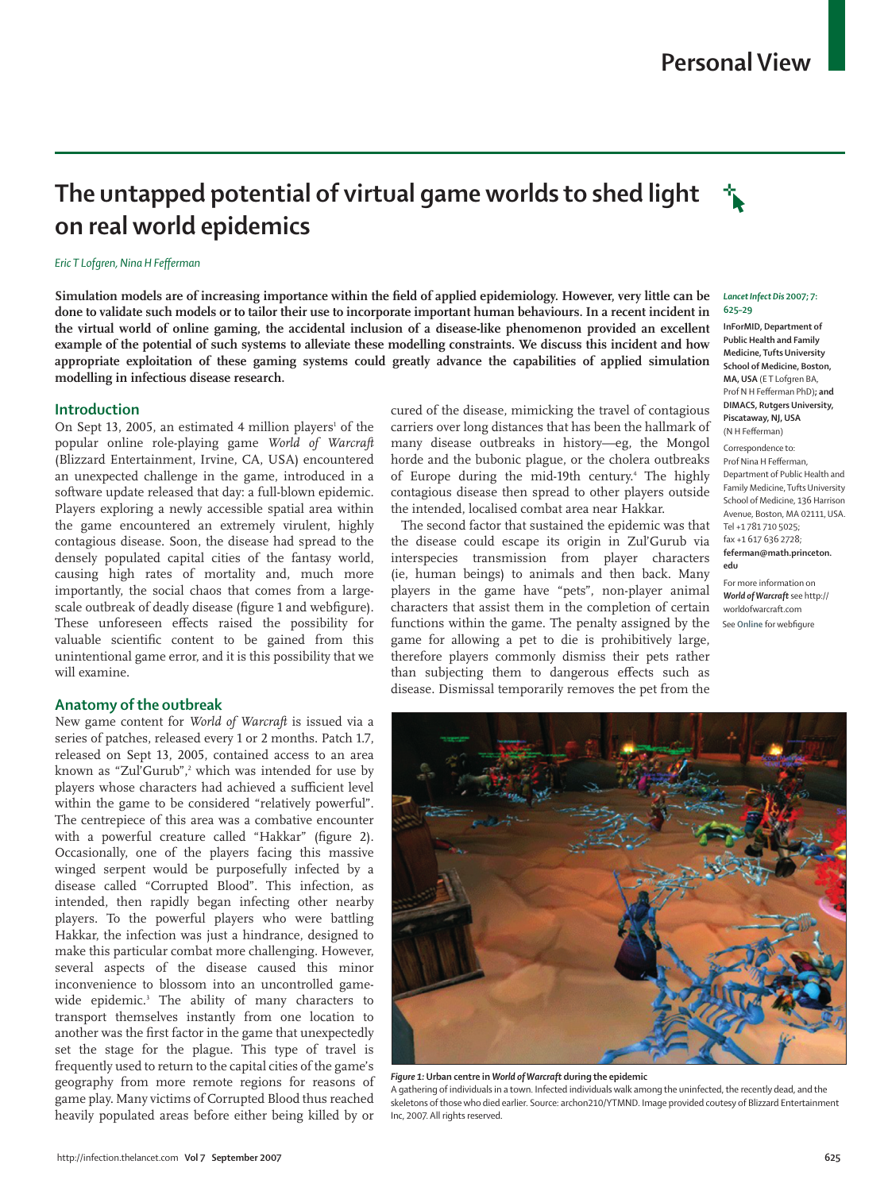# The untapped potential of virtual game worlds to shed light on real world epidemics

*Eric T Lofgren, Nina H Fefferman*

**Simulation models are of increasing importance within the field of applied epidemiology. However, very little can be done to validate such models or to tailor their use to incorporate important human behaviours. In a recent incident in the virtual world of online gaming, the accidental inclusion of a disease-like phenomenon provided an excellent example of the potential of such systems to alleviate these modelling constraints. We discuss this incident and how appropriate exploitation of these gaming systems could greatly advance the capabilities of applied simulation modelling in infectious disease research.**

*Lancet Infect Dis* 2007; 7: 625–29

**InForMID, Department of Public Health and Family Medicine, Tufts University School of Medicine, Boston, MA, USA** (E T Lofgren BA, Prof N H Fefferman PhD)**; and DIMACS, Rutgers University, Piscataway, NJ, USA** (N H Fefferman)

Correspondence to: Prof Nina H Fefferman, Department of Public Health and Family Medicine, Tufts University School of Medicine, 136 Harrison Avenue, Boston, MA 02111, USA. Tel +1 781 710 5025; fax +1 617 636 2728; **feferman@math.princeton.edu**

For more information on *World of Warcraft* see http://worldofwarcraft.com

See Online for webfigure

## Introduction

On Sept 13, 2005, an estimated 4 million players[1] of the popular online role-playing game *World of Warcraft* (Blizzard Entertainment, Irvine, CA, USA) encountered an unexpected challenge in the game, introduced in a software update released that day: a full-blown epidemic. Players exploring a newly accessible spatial area within the game encountered an extremely virulent, highly contagious disease. Soon, the disease had spread to the densely populated capital cities of the fantasy world, causing high rates of mortality and, much more importantly, the social chaos that comes from a large-scale outbreak of deadly disease (figure 1 and webfigure). These unforeseen effects raised the possibility for valuable scientific content to be gained from this unintentional game error, and it is this possibility that we will examine.

## Anatomy of the outbreak

New game content for *World of Warcraft* is issued via a series of patches, released every 1 or 2 months. Patch 1.7, released on Sept 13, 2005, contained access to an area known as "Zul'Gurub",[2] which was intended for use by players whose characters had achieved a sufficient level within the game to be considered "relatively powerful". The centrepiece of this area was a combative encounter with a powerful creature called "Hakkar" (figure 2). Occasionally, one of the players facing this massive winged serpent would be purposefully infected by a disease called "Corrupted Blood". This infection, as intended, then rapidly began infecting other nearby players. To the powerful players who were battling Hakkar, the infection was just a hindrance, designed to make this particular combat more challenging. However, several aspects of the disease caused this minor inconvenience to blossom into an uncontrolled game-wide epidemic.[3] The ability of many characters to transport themselves instantly from one location to another was the first factor in the game that unexpectedly set the stage for the plague. This type of travel is frequently used to return to the capital cities of the game's geography from more remote regions for reasons of game play. Many victims of Corrupted Blood thus reached heavily populated areas before either being killed by or cured of the disease, mimicking the travel of contagious carriers over long distances that has been the hallmark of many disease outbreaks in history—eg, the Mongol horde and the bubonic plague, or the cholera outbreaks of Europe during the mid-19th century.[4] The highly contagious disease then spread to other players outside the intended, localised combat area near Hakkar.

The second factor that sustained the epidemic was that the disease could escape its origin in Zul'Gurub via interspecies transmission from player characters (ie, human beings) to animals and then back. Many players in the game have "pets", non-player animal characters that assist them in the completion of certain functions within the game. The penalty assigned by the game for allowing a pet to die is prohibitively large, therefore players commonly dismiss their pets rather than subjecting them to dangerous effects such as disease. Dismissal temporarily removes the pet from the

*Figure 1:* **Urban centre in *World of Warcraft* during the epidemic**
A gathering of individuals in a town. Infected individuals walk among the uninfected, the recently dead, and the skeletons of those who died earlier. Source: archon210/YTMND. Image provided coutesy of Blizzard Entertainment Inc, 2007. All rights reserved.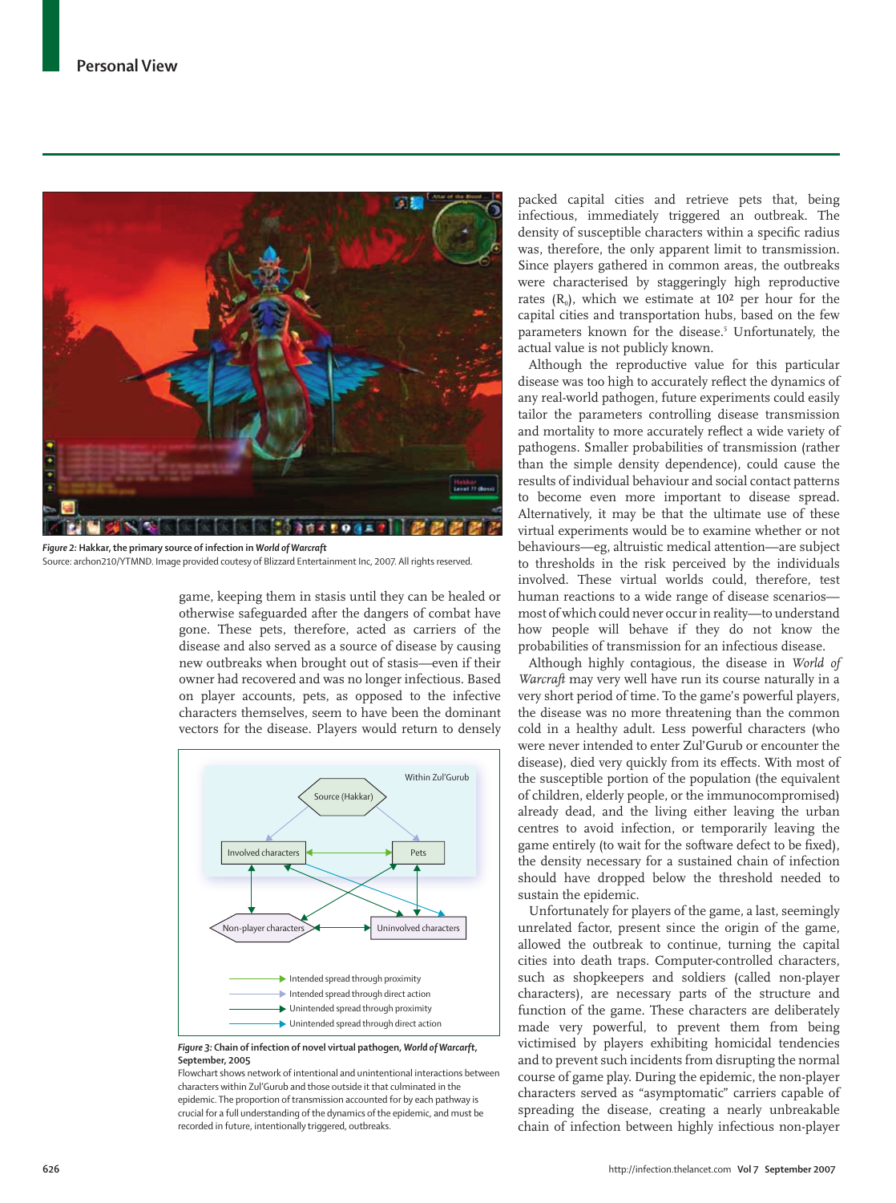*Figure 2:* Hakkar, the primary source of infection in *World of Warcraft*
Source: archon210/YTMND. Image provided coutesy of Blizzard Entertainment Inc, 2007. All rights reserved.

game, keeping them in stasis until they can be healed or otherwise safeguarded after the dangers of combat have gone. These pets, therefore, acted as carriers of the disease and also served as a source of disease by causing new outbreaks when brought out of stasis—even if their owner had recovered and was no longer infectious. Based on player accounts, pets, as opposed to the infective characters themselves, seem to have been the dominant vectors for the disease. Players would return to densely packed capital cities and retrieve pets that, being infectious, immediately triggered an outbreak. The density of susceptible characters within a specific radius was, therefore, the only apparent limit to transmission. Since players gathered in common areas, the outbreaks were characterised by staggeringly high reproductive rates ($R_0$), which we estimate at $10^2$ per hour for the capital cities and transportation hubs, based on the few parameters known for the disease.[5] Unfortunately, the actual value is not publicly known.

Although the reproductive value for this particular disease was too high to accurately reflect the dynamics of any real-world pathogen, future experiments could easily tailor the parameters controlling disease transmission and mortality to more accurately reflect a wide variety of pathogens. Smaller probabilities of transmission (rather than the simple density dependence), could cause the results of individual behaviour and social contact patterns to become even more important to disease spread. Alternatively, it may be that the ultimate use of these virtual experiments would be to examine whether or not behaviours—eg, altruistic medical attention—are subject to thresholds in the risk perceived by the individuals involved. These virtual worlds could, therefore, test human reactions to a wide range of disease scenarios—most of which could never occur in reality—to understand how people will behave if they do not know the probabilities of transmission for an infectious disease.

Although highly contagious, the disease in *World of Warcraft* may very well have run its course naturally in a very short period of time. To the game's powerful players, the disease was no more threatening than the common cold in a healthy adult. Less powerful characters (who were never intended to enter Zul'Gurub or encounter the disease), died very quickly from its effects. With most of the susceptible portion of the population (the equivalent of children, elderly people, or the immunocompromised) already dead, and the living either leaving the urban centres to avoid infection, or temporarily leaving the game entirely (to wait for the software defect to be fixed), the density necessary for a sustained chain of infection should have dropped below the threshold needed to sustain the epidemic.

Unfortunately for players of the game, a last, seemingly unrelated factor, present since the origin of the game, allowed the outbreak to continue, turning the capital cities into death traps. Computer-controlled characters, such as shopkeepers and soldiers (called non-player characters), are necessary parts of the structure and function of the game. These characters are deliberately made very powerful, to prevent them from being victimised by players exhibiting homicidal tendencies and to prevent such incidents from disrupting the normal course of game play. During the epidemic, the non-player characters served as "asymptomatic" carriers capable of spreading the disease, creating a nearly unbreakable chain of infection between highly infectious non-player

*Figure 3:* Chain of infection of novel virtual pathogen, *World of Warcraft*, September, 2005
Flowchart shows network of intentional and unintentional interactions between characters within Zul'Gurub and those outside it that culminated in the epidemic. The proportion of transmission accounted for by each pathway is crucial for a full understanding of the dynamics of the epidemic, and must be recorded in future, intentionally triggered, outbreaks.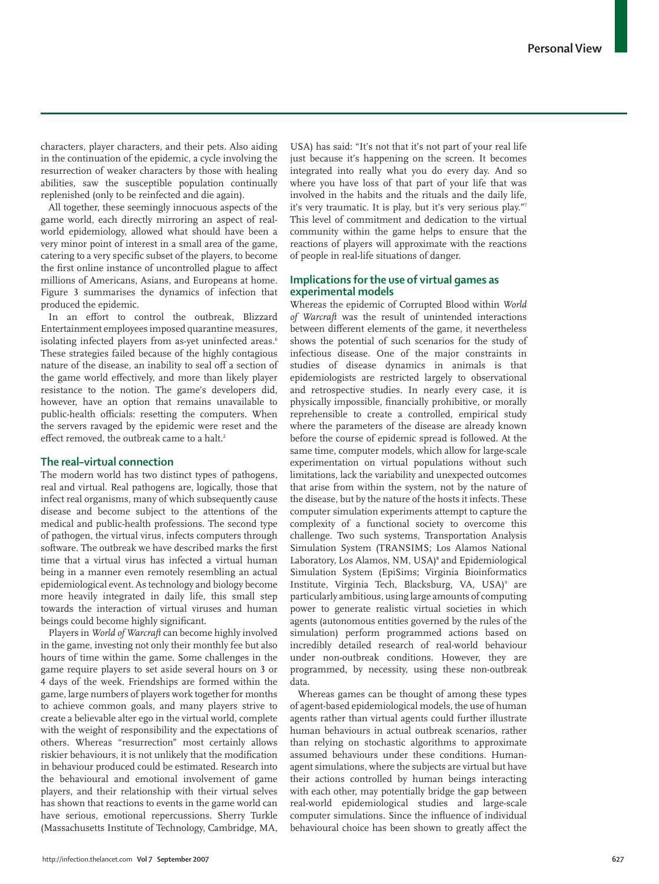characters, player characters, and their pets. Also aiding in the continuation of the epidemic, a cycle involving the resurrection of weaker characters by those with healing abilities, saw the susceptible population continually replenished (only to be reinfected and die again).

All together, these seemingly innocuous aspects of the game world, each directly mirroring an aspect of real-world epidemiology, allowed what should have been a very minor point of interest in a small area of the game, catering to a very specific subset of the players, to become the first online instance of uncontrolled plague to affect millions of Americans, Asians, and Europeans at home. Figure 3 summarises the dynamics of infection that produced the epidemic.

In an effort to control the outbreak, Blizzard Entertainment employees imposed quarantine measures, isolating infected players from as-yet uninfected areas.[6] These strategies failed because of the highly contagious nature of the disease, an inability to seal off a section of the game world effectively, and more than likely player resistance to the notion. The game's developers did, however, have an option that remains unavailable to public-health officials: resetting the computers. When the servers ravaged by the epidemic were reset and the effect removed, the outbreak came to a halt.[2]

## The real–virtual connection

The modern world has two distinct types of pathogens, real and virtual. Real pathogens are, logically, those that infect real organisms, many of which subsequently cause disease and become subject to the attentions of the medical and public-health professions. The second type of pathogen, the virtual virus, infects computers through software. The outbreak we have described marks the first time that a virtual virus has infected a virtual human being in a manner even remotely resembling an actual epidemiological event. As technology and biology become more heavily integrated in daily life, this small step towards the interaction of virtual viruses and human beings could become highly significant.

Players in *World of Warcraft* can become highly involved in the game, investing not only their monthly fee but also hours of time within the game. Some challenges in the game require players to set aside several hours on 3 or 4 days of the week. Friendships are formed within the game, large numbers of players work together for months to achieve common goals, and many players strive to create a believable alter ego in the virtual world, complete with the weight of responsibility and the expectations of others. Whereas "resurrection" most certainly allows riskier behaviours, it is not unlikely that the modification in behaviour produced could be estimated. Research into the behavioural and emotional involvement of game players, and their relationship with their virtual selves has shown that reactions to events in the game world can have serious, emotional repercussions. Sherry Turkle (Massachusetts Institute of Technology, Cambridge, MA, USA) has said: "It's not that it's not part of your real life just because it's happening on the screen. It becomes integrated into really what you do every day. And so where you have loss of that part of your life that was involved in the habits and the rituals and the daily life, it's very traumatic. It is play, but it's very serious play."[7] This level of commitment and dedication to the virtual community within the game helps to ensure that the reactions of players will approximate with the reactions of people in real-life situations of danger.

## Implications for the use of virtual games as experimental models

Whereas the epidemic of Corrupted Blood within *World of Warcraft* was the result of unintended interactions between different elements of the game, it nevertheless shows the potential of such scenarios for the study of infectious disease. One of the major constraints in studies of disease dynamics in animals is that epidemiologists are restricted largely to observational and retrospective studies. In nearly every case, it is physically impossible, financially prohibitive, or morally reprehensible to create a controlled, empirical study where the parameters of the disease are already known before the course of epidemic spread is followed. At the same time, computer models, which allow for large-scale experimentation on virtual populations without such limitations, lack the variability and unexpected outcomes that arise from within the system, not by the nature of the disease, but by the nature of the hosts it infects. These computer simulation experiments attempt to capture the complexity of a functional society to overcome this challenge. Two such systems, Transportation Analysis Simulation System (TRANSIMS; Los Alamos National Laboratory, Los Alamos, NM, USA)[8] and Epidemiological Simulation System (EpiSims; Virginia Bioinformatics Institute, Virginia Tech, Blacksburg, VA, USA)[9] are particularly ambitious, using large amounts of computing power to generate realistic virtual societies in which agents (autonomous entities governed by the rules of the simulation) perform programmed actions based on incredibly detailed research of real-world behaviour under non-outbreak conditions. However, they are programmed, by necessity, using these non-outbreak data.

Whereas games can be thought of among these types of agent-based epidemiological models, the use of human agents rather than virtual agents could further illustrate human behaviours in actual outbreak scenarios, rather than relying on stochastic algorithms to approximate assumed behaviours under these conditions. Human-agent simulations, where the subjects are virtual but have their actions controlled by human beings interacting with each other, may potentially bridge the gap between real-world epidemiological studies and large-scale computer simulations. Since the influence of individual behavioural choice has been shown to greatly affect the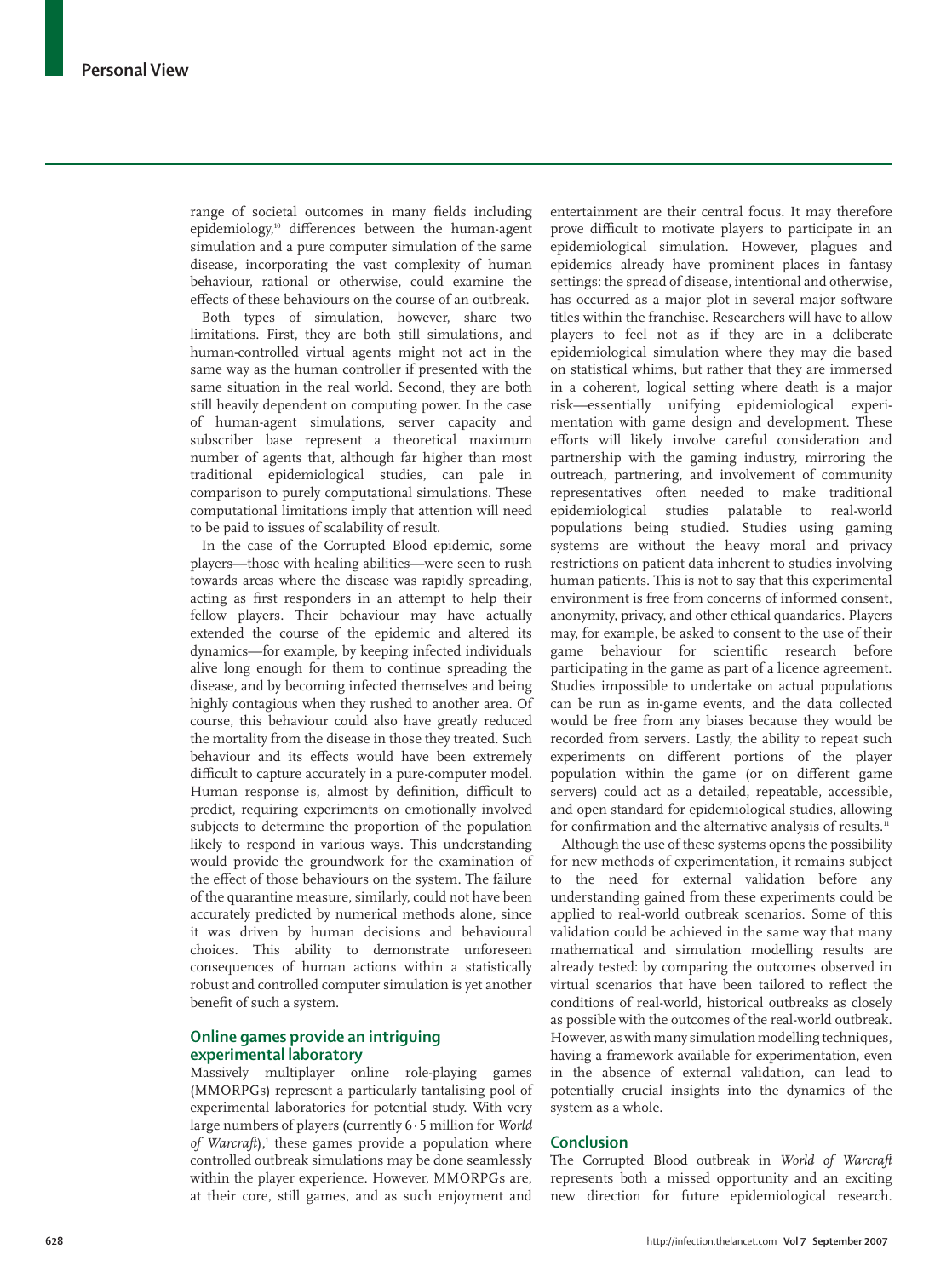range of societal outcomes in many fields including epidemiology,[10] differences between the human-agent simulation and a pure computer simulation of the same disease, incorporating the vast complexity of human behaviour, rational or otherwise, could examine the effects of these behaviours on the course of an outbreak.

Both types of simulation, however, share two limitations. First, they are both still simulations, and human-controlled virtual agents might not act in the same way as the human controller if presented with the same situation in the real world. Second, they are both still heavily dependent on computing power. In the case of human-agent simulations, server capacity and subscriber base represent a theoretical maximum number of agents that, although far higher than most traditional epidemiological studies, can pale in comparison to purely computational simulations. These computational limitations imply that attention will need to be paid to issues of scalability of result.

In the case of the Corrupted Blood epidemic, some players—those with healing abilities—were seen to rush towards areas where the disease was rapidly spreading, acting as first responders in an attempt to help their fellow players. Their behaviour may have actually extended the course of the epidemic and altered its dynamics—for example, by keeping infected individuals alive long enough for them to continue spreading the disease, and by becoming infected themselves and being highly contagious when they rushed to another area. Of course, this behaviour could also have greatly reduced the mortality from the disease in those they treated. Such behaviour and its effects would have been extremely difficult to capture accurately in a pure-computer model. Human response is, almost by definition, difficult to predict, requiring experiments on emotionally involved subjects to determine the proportion of the population likely to respond in various ways. This understanding would provide the groundwork for the examination of the effect of those behaviours on the system. The failure of the quarantine measure, similarly, could not have been accurately predicted by numerical methods alone, since it was driven by human decisions and behavioural choices. This ability to demonstrate unforeseen consequences of human actions within a statistically robust and controlled computer simulation is yet another benefit of such a system.

## Online games provide an intriguing experimental laboratory

Massively multiplayer online role-playing games (MMORPGs) represent a particularly tantalising pool of experimental laboratories for potential study. With very large numbers of players (currently 6·5 million for *World of Warcraft*),[1] these games provide a population where controlled outbreak simulations may be done seamlessly within the player experience. However, MMORPGs are, at their core, still games, and as such enjoyment and entertainment are their central focus. It may therefore prove difficult to motivate players to participate in an epidemiological simulation. However, plagues and epidemics already have prominent places in fantasy settings: the spread of disease, intentional and otherwise, has occurred as a major plot in several major software titles within the franchise. Researchers will have to allow players to feel not as if they are in a deliberate epidemiological simulation where they may die based on statistical whims, but rather that they are immersed in a coherent, logical setting where death is a major risk—essentially unifying epidemiological experimentation with game design and development. These efforts will likely involve careful consideration and partnership with the gaming industry, mirroring the outreach, partnering, and involvement of community representatives often needed to make traditional epidemiological studies palatable to real-world populations being studied. Studies using gaming systems are without the heavy moral and privacy restrictions on patient data inherent to studies involving human patients. This is not to say that this experimental environment is free from concerns of informed consent, anonymity, privacy, and other ethical quandaries. Players may, for example, be asked to consent to the use of their game behaviour for scientific research before participating in the game as part of a licence agreement. Studies impossible to undertake on actual populations can be run as in-game events, and the data collected would be free from any biases because they would be recorded from servers. Lastly, the ability to repeat such experiments on different portions of the player population within the game (or on different game servers) could act as a detailed, repeatable, accessible, and open standard for epidemiological studies, allowing for confirmation and the alternative analysis of results.[11]

Although the use of these systems opens the possibility for new methods of experimentation, it remains subject to the need for external validation before any understanding gained from these experiments could be applied to real-world outbreak scenarios. Some of this validation could be achieved in the same way that many mathematical and simulation modelling results are already tested: by comparing the outcomes observed in virtual scenarios that have been tailored to reflect the conditions of real-world, historical outbreaks as closely as possible with the outcomes of the real-world outbreak. However, as with many simulation modelling techniques, having a framework available for experimentation, even in the absence of external validation, can lead to potentially crucial insights into the dynamics of the system as a whole.

## Conclusion

The Corrupted Blood outbreak in *World of Warcraft* represents both a missed opportunity and an exciting new direction for future epidemiological research.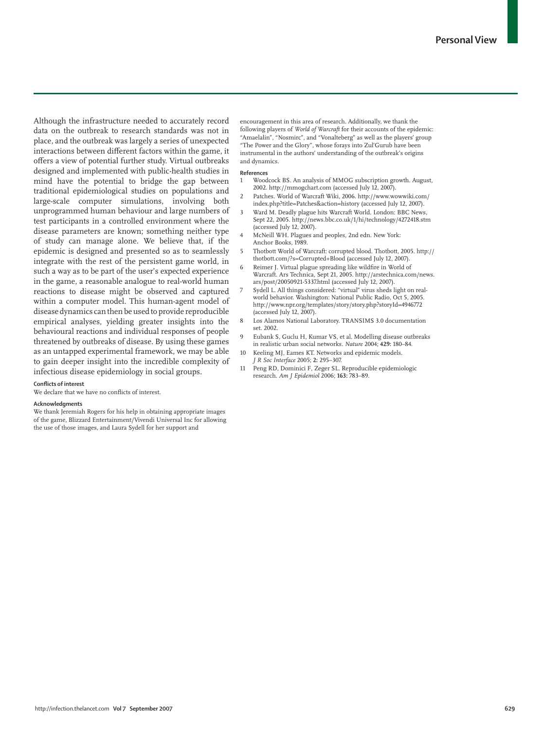Although the infrastructure needed to accurately record data on the outbreak to research standards was not in place, and the outbreak was largely a series of unexpected interactions between different factors within the game, it offers a view of potential further study. Virtual outbreaks designed and implemented with public-health studies in mind have the potential to bridge the gap between traditional epidemiological studies on populations and large-scale computer simulations, involving both unprogrammed human behaviour and large numbers of test participants in a controlled environment where the disease parameters are known; something neither type of study can manage alone. We believe that, if the epidemic is designed and presented so as to seamlessly integrate with the rest of the persistent game world, in such a way as to be part of the user's expected experience in the game, a reasonable analogue to real-world human reactions to disease might be observed and captured within a computer model. This human-agent model of disease dynamics can then be used to provide reproducible empirical analyses, yielding greater insights into the behavioural reactions and individual responses of people threatened by outbreaks of disease. By using these games as an untapped experimental framework, we may be able to gain deeper insight into the incredible complexity of infectious disease epidemiology in social groups.

#### Conflicts of interest

We declare that we have no conflicts of interest.

#### Acknowledgments

We thank Jeremiah Rogers for his help in obtaining appropriate images of the game, Blizzard Entertainment/Vivendi Universal Inc for allowing the use of those images, and Laura Sydell for her support and encouragement in this area of research. Additionally, we thank the following players of *World of Warcraft* for their accounts of the epidemic: "Amaelalin", "Nosmirc", and "Vonalteberg" as well as the players' group "The Power and the Glory", whose forays into Zul'Gurub have been instrumental in the authors' understanding of the outbreak's origins and dynamics.

#### References

1. Woodcock BS. An analysis of MMOG subscription growth. August, 2002. http://mmogchart.com (accessed July 12, 2007).
2. Patches. World of Warcraft Wiki, 2006. http://www.wowwiki.com/index.php?title=Patches&action=history (accessed July 12, 2007).
3. Ward M. Deadly plague hits Warcraft World. London: BBC News, Sept 22, 2005. http://news.bbc.co.uk/1/hi/technology/4272418.stm (accessed July 12, 2007).
4. McNeill WH. Plagues and peoples, 2nd edn. New York: Anchor Books, 1989.
5. Thotbott World of Warcraft: corrupted blood. Thotbott, 2005. http://thotbott.com/?s=Corrupted+Blood (accessed July 12, 2007).
6. Reimer J. Virtual plague spreading like wildfire in World of Warcraft. Ars Technica, Sept 21, 2005. http://arstechnica.com/news.ars/post/20050921-5337.html (accessed July 12, 2007).
7. Sydell L. All things considered: "virtual" virus sheds light on real-world behavior. Washington: National Public Radio, Oct 5, 2005. http://www.npr.org/templates/story/story.php?storyId=4946772 (accessed July 12, 2007).
8. Los Alamos National Laboratory. TRANSIMS 3.0 documentation set. 2002.
9. Eubank S, Guclu H, Kumar VS, et al. Modelling disease outbreaks in realistic urban social networks. *Nature* 2004; **429:** 180–84.
10. Keeling MJ, Eames KT. Networks and epidemic models. *J R Soc Interface* 2005; **2:** 295–307.
11. Peng RD, Dominici F, Zeger SL. Reproducible epidemiologic research. *Am J Epidemiol* 2006; **163:** 783–89.